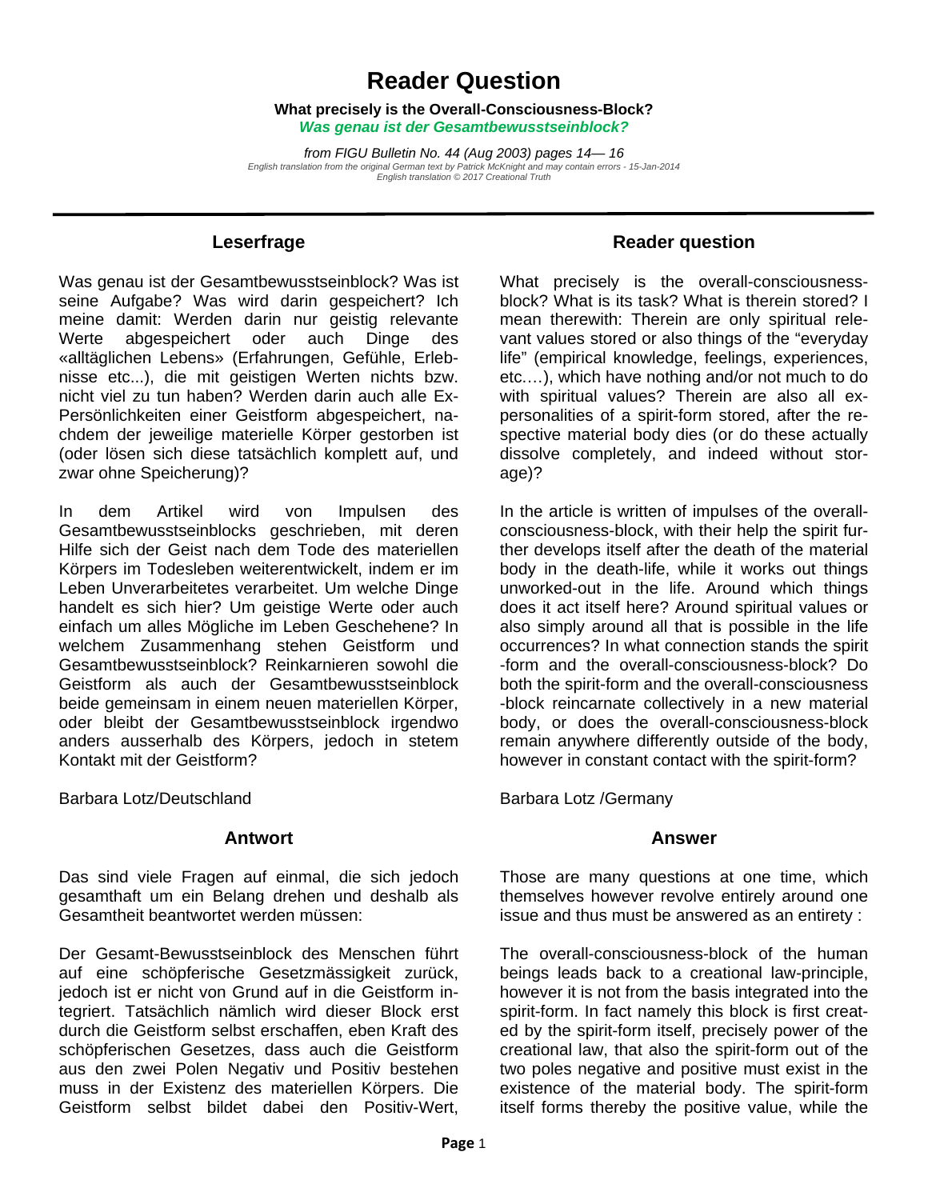# Reader Question

**What precisely is the Overall-Consciousness-Block?**
***Was genau ist der Gesamtbewusstseinblock?***

*from FIGU Bulletin No. 44 (Aug 2003) pages 14— 16*
*English translation from the original German text by Patrick McKnight and may contain errors - 15-Jan-2014*
*English translation © 2017 Creational Truth*

---

## Leserfrage

Was genau ist der Gesamtbewusstseinblock? Was ist seine Aufgabe? Was wird darin gespeichert? Ich meine damit: Werden darin nur geistig relevante Werte abgespeichert oder auch Dinge des «alltäglichen Lebens» (Erfahrungen, Gefühle, Erlebnisse etc...), die mit geistigen Werten nichts bzw. nicht viel zu tun haben? Werden darin auch alle Ex-Persönlichkeiten einer Geistform abgespeichert, nachdem der jeweilige materielle Körper gestorben ist (oder lösen sich diese tatsächlich komplett auf, und zwar ohne Speicherung)?

In dem Artikel wird von Impulsen des Gesamtbewusstseinblocks geschrieben, mit deren Hilfe sich der Geist nach dem Tode des materiellen Körpers im Todesleben weiterentwickelt, indem er im Leben Unverarbeitetes verarbeitet. Um welche Dinge handelt es sich hier? Um geistige Werte oder auch einfach um alles Mögliche im Leben Geschehene? In welchem Zusammenhang stehen Geistform und Gesamtbewusstseinblock? Reinkarnieren sowohl die Geistform als auch der Gesamtbewusstseinblock beide gemeinsam in einem neuen materiellen Körper, oder bleibt der Gesamtbewusstseinblock irgendwo anders ausserhalb des Körpers, jedoch in stetem Kontakt mit der Geistform?

Barbara Lotz/Deutschland

## Antwort

Das sind viele Fragen auf einmal, die sich jedoch gesamthaft um ein Belang drehen und deshalb als Gesamtheit beantwortet werden müssen:

Der Gesamt-Bewusstseinblock des Menschen führt auf eine schöpferische Gesetzmässigkeit zurück, jedoch ist er nicht von Grund auf in die Geistform integriert. Tatsächlich nämlich wird dieser Block erst durch die Geistform selbst erschaffen, eben Kraft des schöpferischen Gesetzes, dass auch die Geistform aus den zwei Polen Negativ und Positiv bestehen muss in der Existenz des materiellen Körpers. Die Geistform selbst bildet dabei den Positiv-Wert,

## Reader question

What precisely is the overall-consciousness-block? What is its task? What is therein stored? I mean therewith: Therein are only spiritual relevant values stored or also things of the "everyday life" (empirical knowledge, feelings, experiences, etc.…), which have nothing and/or not much to do with spiritual values? Therein are also all ex-personalities of a spirit-form stored, after the respective material body dies (or do these actually dissolve completely, and indeed without storage)?

In the article is written of impulses of the overall-consciousness-block, with their help the spirit further develops itself after the death of the material body in the death-life, while it works out things unworked-out in the life. Around which things does it act itself here? Around spiritual values or also simply around all that is possible in the life occurrences? In what connection stands the spirit-form and the overall-consciousness-block? Do both the spirit-form and the overall-consciousness-block reincarnate collectively in a new material body, or does the overall-consciousness-block remain anywhere differently outside of the body, however in constant contact with the spirit-form?

Barbara Lotz /Germany

## Answer

Those are many questions at one time, which themselves however revolve entirely around one issue and thus must be answered as an entirety :

The overall-consciousness-block of the human beings leads back to a creational law-principle, however it is not from the basis integrated into the spirit-form. In fact namely this block is first created by the spirit-form itself, precisely power of the creational law, that also the spirit-form out of the two poles negative and positive must exist in the existence of the material body. The spirit-form itself forms thereby the positive value, while the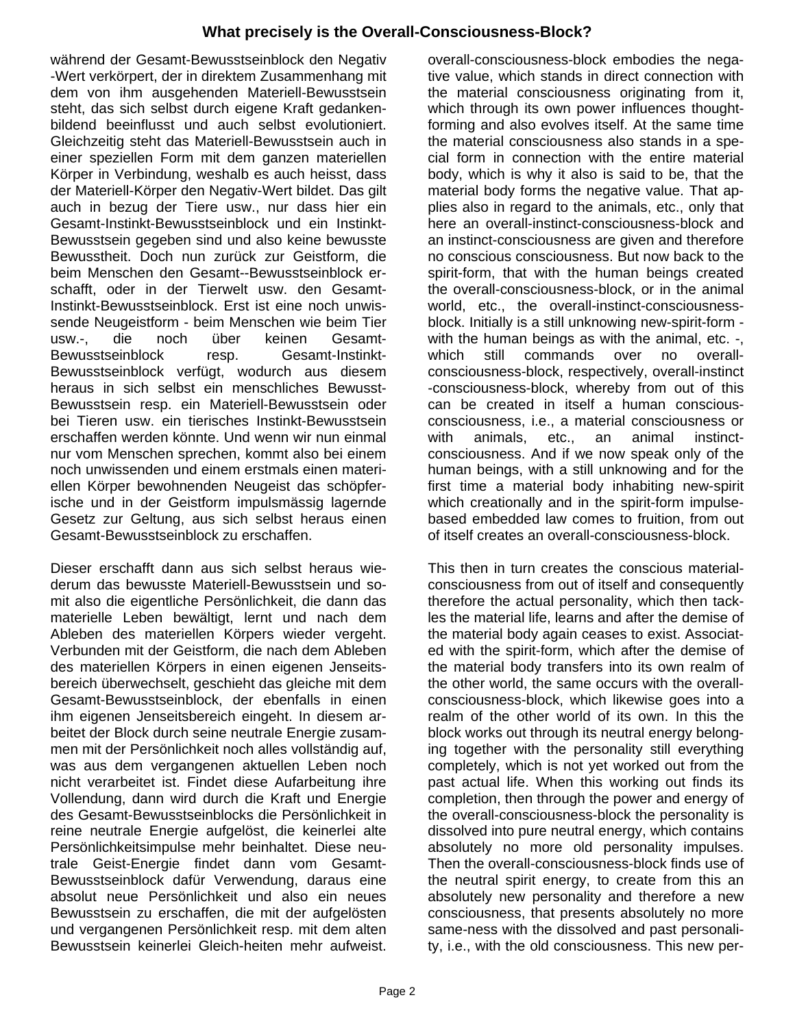während der Gesamt-Bewusstseinblock den Negativ-Wert verkörpert, der in direktem Zusammenhang mit dem von ihm ausgehenden Materiell-Bewusstsein steht, das sich selbst durch eigene Kraft gedankenbildend beeinflusst und auch selbst evolutioniert. Gleichzeitig steht das Materiell-Bewusstsein auch in einer speziellen Form mit dem ganzen materiellen Körper in Verbindung, weshalb es auch heisst, dass der Materiell-Körper den Negativ-Wert bildet. Das gilt auch in bezug der Tiere usw., nur dass hier ein Gesamt-Instinkt-Bewusstseinblock und ein Instinkt-Bewusstsein gegeben sind und also keine bewusste Bewusstheit. Doch nun zurück zur Geistform, die beim Menschen den Gesamt--Bewusstseinblock erschafft, oder in der Tierwelt usw. den Gesamt-Instinkt-Bewusstseinblock. Erst ist eine noch unwissende Neugeistform - beim Menschen wie beim Tier usw.-, die noch über keinen Gesamt-Bewusstseinblock resp. Gesamt-Instinkt-Bewusstseinblock verfügt, wodurch aus diesem heraus in sich selbst ein menschliches Bewusst-Bewusstsein resp. ein Materiell-Bewusstsein oder bei Tieren usw. ein tierisches Instinkt-Bewusstsein erschaffen werden könnte. Und wenn wir nun einmal nur vom Menschen sprechen, kommt also bei einem noch unwissenden und einem erstmals einen materiellen Körper bewohnenden Neugeist das schöpferische und in der Geistform impulsmässig lagernde Gesetz zur Geltung, aus sich selbst heraus einen Gesamt-Bewusstseinblock zu erschaffen.

Dieser erschafft dann aus sich selbst heraus wiederum das bewusste Materiell-Bewusstsein und somit also die eigentliche Persönlichkeit, die dann das materielle Leben bewältigt, lernt und nach dem Ableben des materiellen Körpers wieder vergeht. Verbunden mit der Geistform, die nach dem Ableben des materiellen Körpers in einen eigenen Jenseitsbereich überwechselt, geschieht das gleiche mit dem Gesamt-Bewusstseinblock, der ebenfalls in einen ihm eigenen Jenseitsbereich eingeht. In diesem arbeitet der Block durch seine neutrale Energie zusammen mit der Persönlichkeit noch alles vollständig auf, was aus dem vergangenen aktuellen Leben noch nicht verarbeitet ist. Findet diese Aufarbeitung ihre Vollendung, dann wird durch die Kraft und Energie des Gesamt-Bewusstseinblocks die Persönlichkeit in reine neutrale Energie aufgelöst, die keinerlei alte Persönlichkeitsimpulse mehr beinhaltet. Diese neutrale Geist-Energie findet dann vom Gesamt-Bewusstseinblock dafür Verwendung, daraus eine absolut neue Persönlichkeit und also ein neues Bewusstsein zu erschaffen, die mit der aufgelösten und vergangenen Persönlichkeit resp. mit dem alten Bewusstsein keinerlei Gleich-heiten mehr aufweist.

overall-consciousness-block embodies the negative value, which stands in direct connection with the material consciousness originating from it, which through its own power influences thought-forming and also evolves itself. At the same time the material consciousness also stands in a special form in connection with the entire material body, which is why it also is said to be, that the material body forms the negative value. That applies also in regard to the animals, etc., only that here an overall-instinct-consciousness-block and an instinct-consciousness are given and therefore no conscious consciousness. But now back to the spirit-form, that with the human beings created the overall-consciousness-block, or in the animal world, etc., the overall-instinct-consciousness-block. Initially is a still unknowing new-spirit-form - with the human beings as with the animal, etc. -, which still commands over no overall-consciousness-block, respectively, overall-instinct-consciousness-block, whereby from out of this can be created in itself a human conscious-consciousness, i.e., a material consciousness or with animals, etc., an animal instinct-consciousness. And if we now speak only of the human beings, with a still unknowing and for the first time a material body inhabiting new-spirit which creationally and in the spirit-form impulse-based embedded law comes to fruition, from out of itself creates an overall-consciousness-block.

This then in turn creates the conscious material-consciousness from out of itself and consequently therefore the actual personality, which then tackles the material life, learns and after the demise of the material body again ceases to exist. Associated with the spirit-form, which after the demise of the material body transfers into its own realm of the other world, the same occurs with the overall-consciousness-block, which likewise goes into a realm of the other world of its own. In this the block works out through its neutral energy belonging together with the personality still everything completely, which is not yet worked out from the past actual life. When this working out finds its completion, then through the power and energy of the overall-consciousness-block the personality is dissolved into pure neutral energy, which contains absolutely no more old personality impulses. Then the overall-consciousness-block finds use of the neutral spirit energy, to create from this an absolutely new personality and therefore a new consciousness, that presents absolutely no more same-ness with the dissolved and past personality, i.e., with the old consciousness. This new per-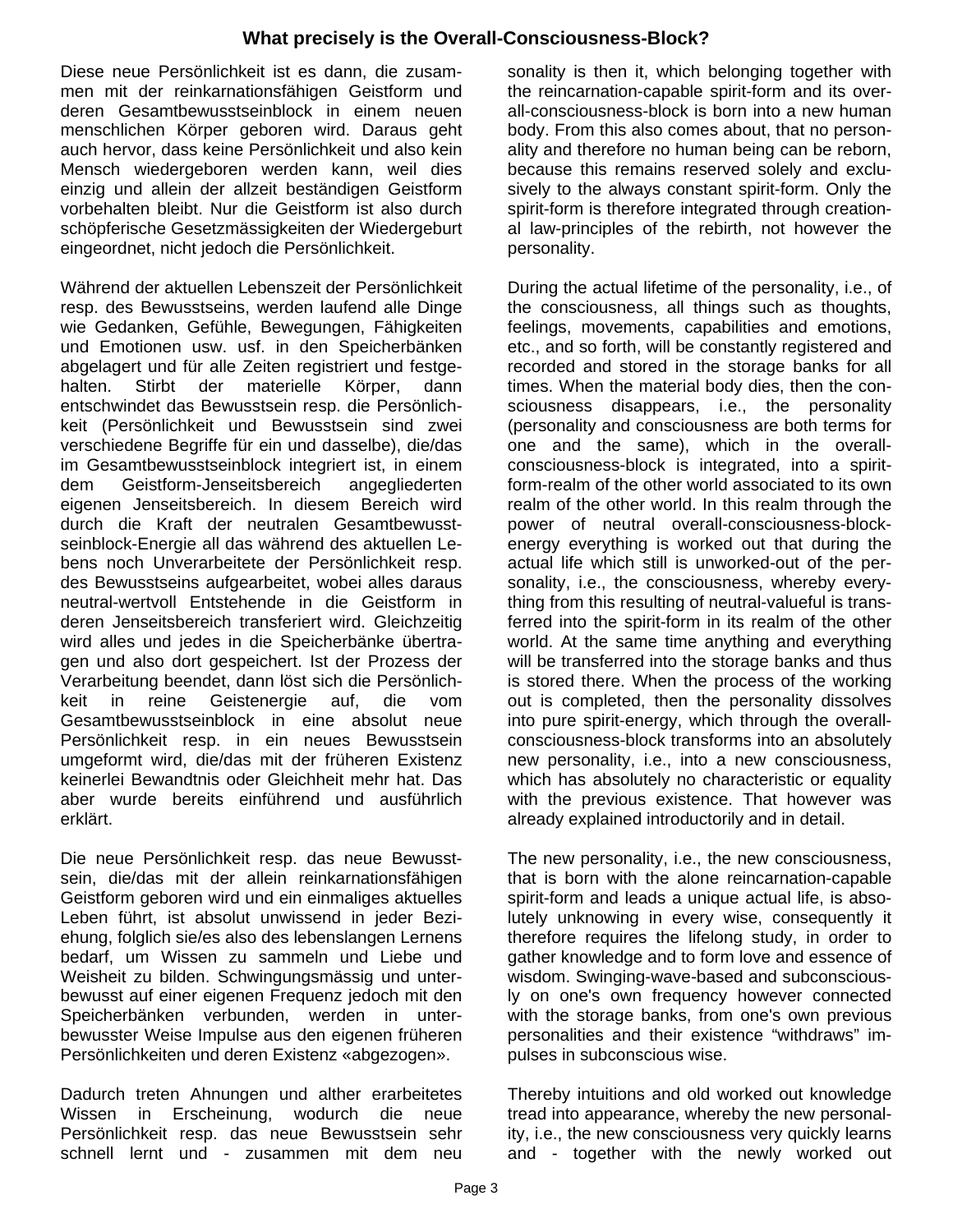Diese neue Persönlichkeit ist es dann, die zusammen mit der reinkarnationsfähigen Geistform und deren Gesamtbewusstseinblock in einem neuen menschlichen Körper geboren wird. Daraus geht auch hervor, dass keine Persönlichkeit und also kein Mensch wiedergeboren werden kann, weil dies einzig und allein der allzeit beständigen Geistform vorbehalten bleibt. Nur die Geistform ist also durch schöpferische Gesetzmässigkeiten der Wiedergeburt eingeordnet, nicht jedoch die Persönlichkeit.

Während der aktuellen Lebenszeit der Persönlichkeit resp. des Bewusstseins, werden laufend alle Dinge wie Gedanken, Gefühle, Bewegungen, Fähigkeiten und Emotionen usw. usf. in den Speicherbänken abgelagert und für alle Zeiten registriert und festgehalten. Stirbt der materielle Körper, dann entschwindet das Bewusstsein resp. die Persönlichkeit (Persönlichkeit und Bewusstsein sind zwei verschiedene Begriffe für ein und dasselbe), die/das im Gesamtbewusstseinblock integriert ist, in einem dem Geistform-Jenseitsbereich angegliederten eigenen Jenseitsbereich. In diesem Bereich wird durch die Kraft der neutralen Gesamtbewusstseinblock-Energie all das während des aktuellen Lebens noch Unverarbeitete der Persönlichkeit resp. des Bewusstseins aufgearbeitet, wobei alles daraus neutral-wertvoll Entstehende in die Geistform in deren Jenseitsbereich transferiert wird. Gleichzeitig wird alles und jedes in die Speicherbänke übertragen und also dort gespeichert. Ist der Prozess der Verarbeitung beendet, dann löst sich die Persönlichkeit in reine Geistenergie auf, die vom Gesamtbewusstseinblock in eine absolut neue Persönlichkeit resp. in ein neues Bewusstsein umgeformt wird, die/das mit der früheren Existenz keinerlei Bewandtnis oder Gleichheit mehr hat. Das aber wurde bereits einführend und ausführlich erklärt.

Die neue Persönlichkeit resp. das neue Bewusstsein, die/das mit der allein reinkarnationsfähigen Geistform geboren wird und ein einmaliges aktuelles Leben führt, ist absolut unwissend in jeder Beziehung, folglich sie/es also des lebenslangen Lernens bedarf, um Wissen zu sammeln und Liebe und Weisheit zu bilden. Schwingungsmässig und unterbewusst auf einer eigenen Frequenz jedoch mit den Speicherbänken verbunden, werden in unterbewusster Weise Impulse aus den eigenen früheren Persönlichkeiten und deren Existenz «abgezogen».

Dadurch treten Ahnungen und alther erarbeitetes Wissen in Erscheinung, wodurch die neue Persönlichkeit resp. das neue Bewusstsein sehr schnell lernt und - zusammen mit dem neu

sonality is then it, which belonging together with the reincarnation-capable spirit-form and its overall-consciousness-block is born into a new human body. From this also comes about, that no personality and therefore no human being can be reborn, because this remains reserved solely and exclusively to the always constant spirit-form. Only the spirit-form is therefore integrated through creational law-principles of the rebirth, not however the personality.

During the actual lifetime of the personality, i.e., of the consciousness, all things such as thoughts, feelings, movements, capabilities and emotions, etc., and so forth, will be constantly registered and recorded and stored in the storage banks for all times. When the material body dies, then the consciousness disappears, i.e., the personality (personality and consciousness are both terms for one and the same), which in the overall-consciousness-block is integrated, into a spirit-form-realm of the other world associated to its own realm of the other world. In this realm through the power of neutral overall-consciousness-block-energy everything is worked out that during the actual life which still is unworked-out of the personality, i.e., the consciousness, whereby everything from this resulting of neutral-valueful is transferred into the spirit-form in its realm of the other world. At the same time anything and everything will be transferred into the storage banks and thus is stored there. When the process of the working out is completed, then the personality dissolves into pure spirit-energy, which through the overall-consciousness-block transforms into an absolutely new personality, i.e., into a new consciousness, which has absolutely no characteristic or equality with the previous existence. That however was already explained introductorily and in detail.

The new personality, i.e., the new consciousness, that is born with the alone reincarnation-capable spirit-form and leads a unique actual life, is absolutely unknowing in every wise, consequently it therefore requires the lifelong study, in order to gather knowledge and to form love and essence of wisdom. Swinging-wave-based and subconsciously on one's own frequency however connected with the storage banks, from one's own previous personalities and their existence "withdraws" impulses in subconscious wise.

Thereby intuitions and old worked out knowledge tread into appearance, whereby the new personality, i.e., the new consciousness very quickly learns and - together with the newly worked out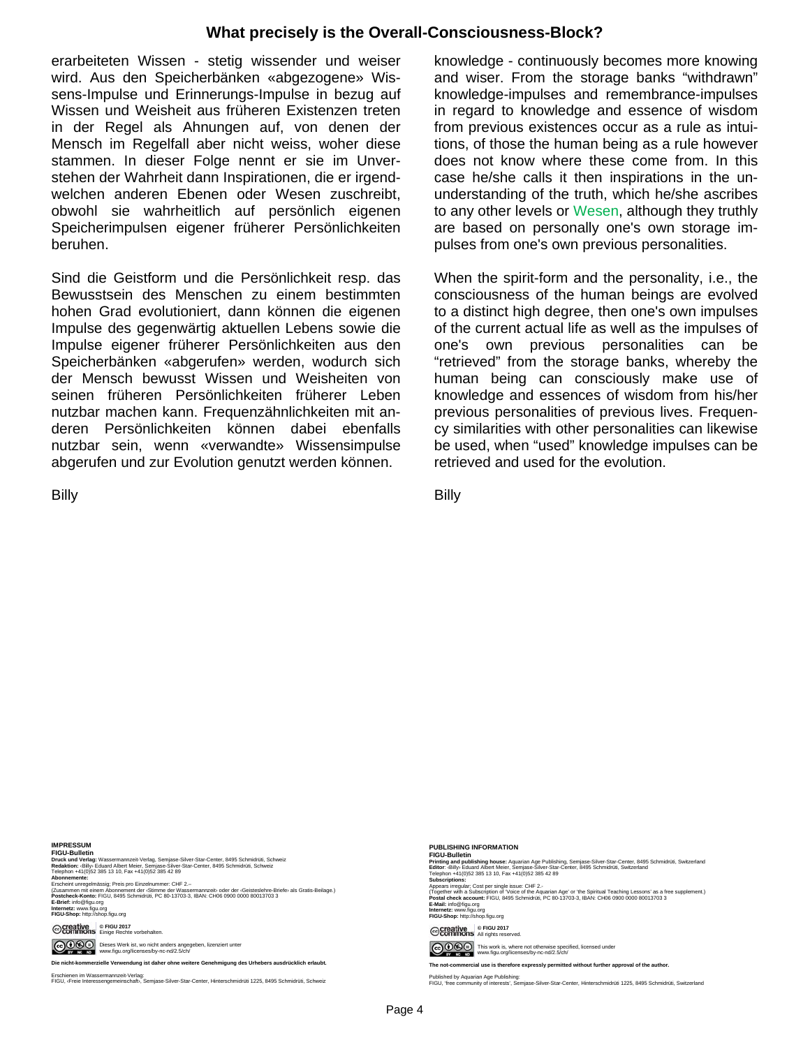erarbeiteten Wissen - stetig wissender und weiser wird. Aus den Speicherbänken «abgezogene» Wissens-Impulse und Erinnerungs-Impulse in bezug auf Wissen und Weisheit aus früheren Existenzen treten in der Regel als Ahnungen auf, von denen der Mensch im Regelfall aber nicht weiss, woher diese stammen. In dieser Folge nennt er sie im Unverstehen der Wahrheit dann Inspirationen, die er irgendwelchen anderen Ebenen oder Wesen zuschreibt, obwohl sie wahrheitlich auf persönlich eigenen Speicherimpulsen eigener früherer Persönlichkeiten beruhen.

Sind die Geistform und die Persönlichkeit resp. das Bewusstsein des Menschen zu einem bestimmten hohen Grad evolutioniert, dann können die eigenen Impulse des gegenwärtig aktuellen Lebens sowie die Impulse eigener früherer Persönlichkeiten aus den Speicherbänken «abgerufen» werden, wodurch sich der Mensch bewusst Wissen und Weisheiten von seinen früheren Persönlichkeiten früherer Leben nutzbar machen kann. Frequenzähnlichkeiten mit anderen Persönlichkeiten können dabei ebenfalls nutzbar sein, wenn «verwandte» Wissensimpulse abgerufen und zur Evolution genutzt werden können.

Billy

knowledge - continuously becomes more knowing and wiser. From the storage banks “withdrawn” knowledge-impulses and remembrance-impulses in regard to knowledge and essence of wisdom from previous existences occur as a rule as intuitions, of those the human being as a rule however does not know where these come from. In this case he/she calls it then inspirations in the ununderstanding of the truth, which he/she ascribes to any other levels or Wesen, although they truthly are based on personally one's own storage impulses from one's own previous personalities.

When the spirit-form and the personality, i.e., the consciousness of the human beings are evolved to a distinct high degree, then one's own impulses of the current actual life as well as the impulses of one's own previous personalities can be “retrieved” from the storage banks, whereby the human being can consciously make use of knowledge and essences of wisdom from his/her previous personalities of previous lives. Frequency similarities with other personalities can likewise be used, when “used” knowledge impulses can be retrieved and used for the evolution.

Billy

**IMPRESSUM**
**FIGU-Bulletin**
**Druck und Verlag:** Wassermannzeit-Verlag, Semjase-Silver-Star-Center, 8495 Schmidrüti, Schweiz
**Redaktion:** ‹Billy› Eduard Albert Meier, Semjase-Silver-Star-Center, 8495 Schmidrüti, Schweiz
Telephon +41(0)52 385 13 10, Fax +41(0)52 385 42 89
**Abonnemente:**
Erscheint unregelmässig; Preis pro Einzelnummer: CHF 2.–
(Zusammen mit einem Abonnement der ‹Stimme der Wassermannzeit› oder der ‹Geisteslehre-Briefe› als Gratis-Beilage.)
**Postcheck-Konto:** FIGU, 8495 Schmidrüti, PC 80-13703-3, IBAN: CH06 0900 0000 80013703 3
**E-Brief:** info@figu.org
**Internetz:** www.figu.org
**FIGU-Shop:** http://shop.figu.org

**© FIGU 2017**
Einige Rechte vorbehalten.

Dieses Werk ist, wo nicht anders angegeben, lizenziert unter www.figu.org/licenses/by-nc-nd/2.5/ch/

**Die nicht-kommerzielle Verwendung ist daher ohne weitere Genehmigung des Urhebers ausdrücklich erlaubt.**

Erschienen im Wassermannzeit-Verlag:
FIGU, ‹Freie Interessengemeinschaft›, Semjase-Silver-Star-Center, Hinterschmidrüti 1225, 8495 Schmidrüti, Schweiz

**PUBLISHING INFORMATION**
**FIGU-Bulletin**
**Printing and publishing house:** Aquarian Age Publishing, Semjase-Silver-Star-Center, 8495 Schmidrüti, Switzerland
**Editor:** ‹Billy› Eduard Albert Meier, Semjase-Silver-Star-Center, 8495 Schmidrüti, Switzerland
Telephon +41(0)52 385 13 10, Fax +41(0)52 385 42 89
**Subscriptions:**
Appears irregular; Cost per single issue: CHF 2.-
(Together with a Subscription of 'Voice of the Aquarian Age' or 'the Spiritual Teaching Lessons' as a free supplement.)
**Postal check account:** FIGU, 8495 Schmidrüti, PC 80-13703-3, IBAN: CH06 0900 0000 80013703 3
**E-Mail:** info@figu.org
**Internetz:** www.figu.org
**FIGU-Shop:** http://shop.figu.org

**© FIGU 2017**
All rights reserved.

This work is, where not otherwise specified, licensed under www.figu.org/licenses/by-nc-nd/2.5/ch/

**The not-commercial use is therefore expressly permitted without further approval of the author.**

Published by Aquarian Age Publishing:
FIGU, 'free community of interests', Semjase-Silver-Star-Center, Hinterschmidrüti 1225, 8495 Schmidrüti, Switzerland